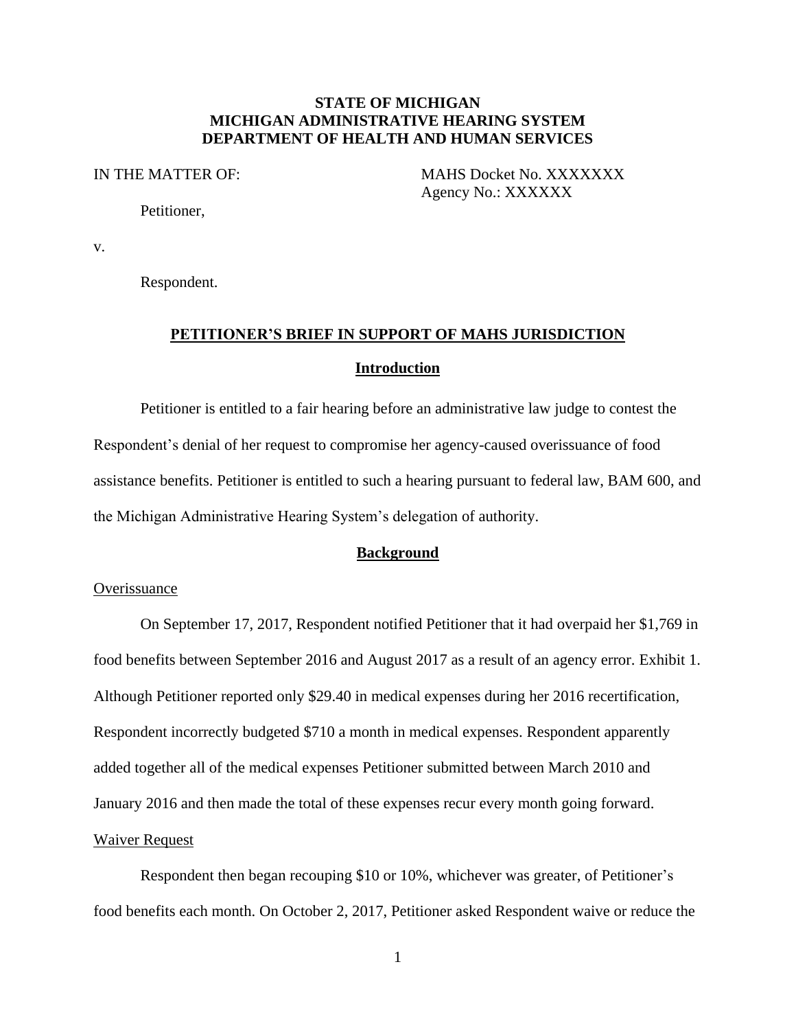**STATE OF MICHIGAN**
**MICHIGAN ADMINISTRATIVE HEARING SYSTEM**
**DEPARTMENT OF HEALTH AND HUMAN SERVICES**

IN THE MATTER OF: MAHS Docket No. XXXXXXX
Agency No.: XXXXXX

Petitioner,

v.

Respondent.

**PETITIONER'S BRIEF IN SUPPORT OF MAHS JURISDICTION**

**Introduction**

Petitioner is entitled to a fair hearing before an administrative law judge to contest the Respondent's denial of her request to compromise her agency-caused overissuance of food assistance benefits. Petitioner is entitled to such a hearing pursuant to federal law, BAM 600, and the Michigan Administrative Hearing System's delegation of authority.

**Background**

Overissuance

On September 17, 2017, Respondent notified Petitioner that it had overpaid her $1,769 in food benefits between September 2016 and August 2017 as a result of an agency error. Exhibit 1. Although Petitioner reported only $29.40 in medical expenses during her 2016 recertification, Respondent incorrectly budgeted $710 a month in medical expenses. Respondent apparently added together all of the medical expenses Petitioner submitted between March 2010 and January 2016 and then made the total of these expenses recur every month going forward.

Waiver Request

Respondent then began recouping $10 or 10%, whichever was greater, of Petitioner's food benefits each month. On October 2, 2017, Petitioner asked Respondent waive or reduce the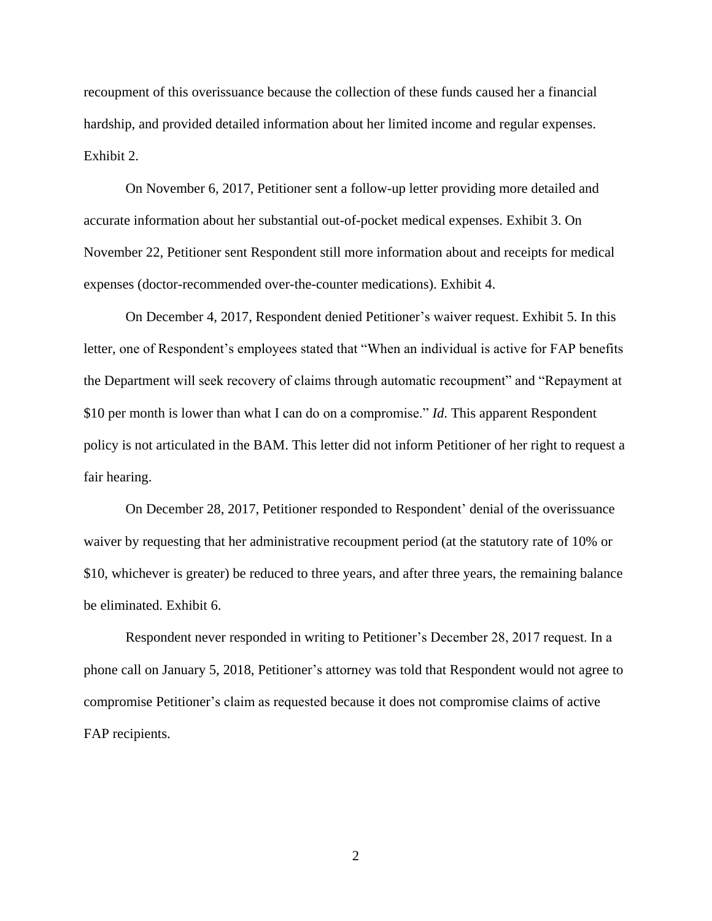recoupment of this overissuance because the collection of these funds caused her a financial hardship, and provided detailed information about her limited income and regular expenses. Exhibit 2.

On November 6, 2017, Petitioner sent a follow-up letter providing more detailed and accurate information about her substantial out-of-pocket medical expenses. Exhibit 3. On November 22, Petitioner sent Respondent still more information about and receipts for medical expenses (doctor-recommended over-the-counter medications). Exhibit 4.

On December 4, 2017, Respondent denied Petitioner's waiver request. Exhibit 5. In this letter, one of Respondent's employees stated that "When an individual is active for FAP benefits the Department will seek recovery of claims through automatic recoupment" and "Repayment at $10 per month is lower than what I can do on a compromise." *Id*. This apparent Respondent policy is not articulated in the BAM. This letter did not inform Petitioner of her right to request a fair hearing.

On December 28, 2017, Petitioner responded to Respondent' denial of the overissuance waiver by requesting that her administrative recoupment period (at the statutory rate of 10% or $10, whichever is greater) be reduced to three years, and after three years, the remaining balance be eliminated. Exhibit 6.

Respondent never responded in writing to Petitioner's December 28, 2017 request. In a phone call on January 5, 2018, Petitioner's attorney was told that Respondent would not agree to compromise Petitioner's claim as requested because it does not compromise claims of active FAP recipients.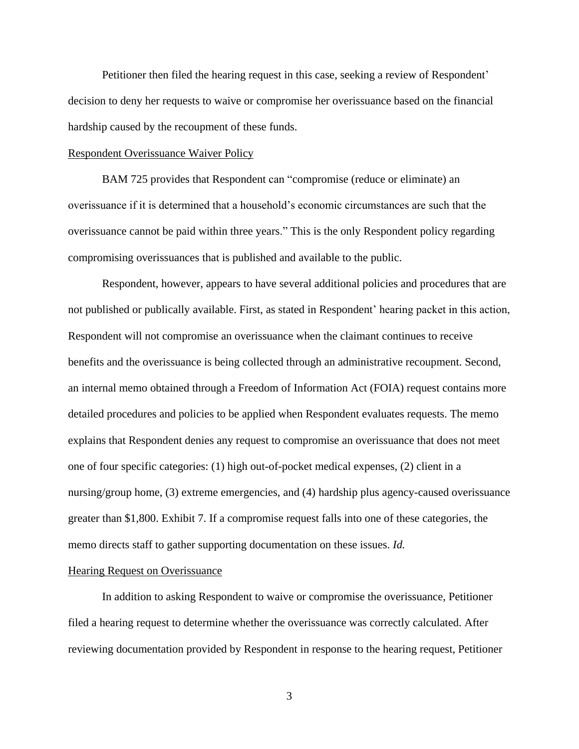Petitioner then filed the hearing request in this case, seeking a review of Respondent' decision to deny her requests to waive or compromise her overissuance based on the financial hardship caused by the recoupment of these funds.

<u>Respondent Overissuance Waiver Policy</u>

BAM 725 provides that Respondent can "compromise (reduce or eliminate) an overissuance if it is determined that a household's economic circumstances are such that the overissuance cannot be paid within three years." This is the only Respondent policy regarding compromising overissuances that is published and available to the public.

Respondent, however, appears to have several additional policies and procedures that are not published or publically available. First, as stated in Respondent' hearing packet in this action, Respondent will not compromise an overissuance when the claimant continues to receive benefits and the overissuance is being collected through an administrative recoupment. Second, an internal memo obtained through a Freedom of Information Act (FOIA) request contains more detailed procedures and policies to be applied when Respondent evaluates requests. The memo explains that Respondent denies any request to compromise an overissuance that does not meet one of four specific categories: (1) high out-of-pocket medical expenses, (2) client in a nursing/group home, (3) extreme emergencies, and (4) hardship plus agency-caused overissuance greater than $1,800. Exhibit 7. If a compromise request falls into one of these categories, the memo directs staff to gather supporting documentation on these issues. *Id.*

<u>Hearing Request on Overissuance</u>

In addition to asking Respondent to waive or compromise the overissuance, Petitioner filed a hearing request to determine whether the overissuance was correctly calculated. After reviewing documentation provided by Respondent in response to the hearing request, Petitioner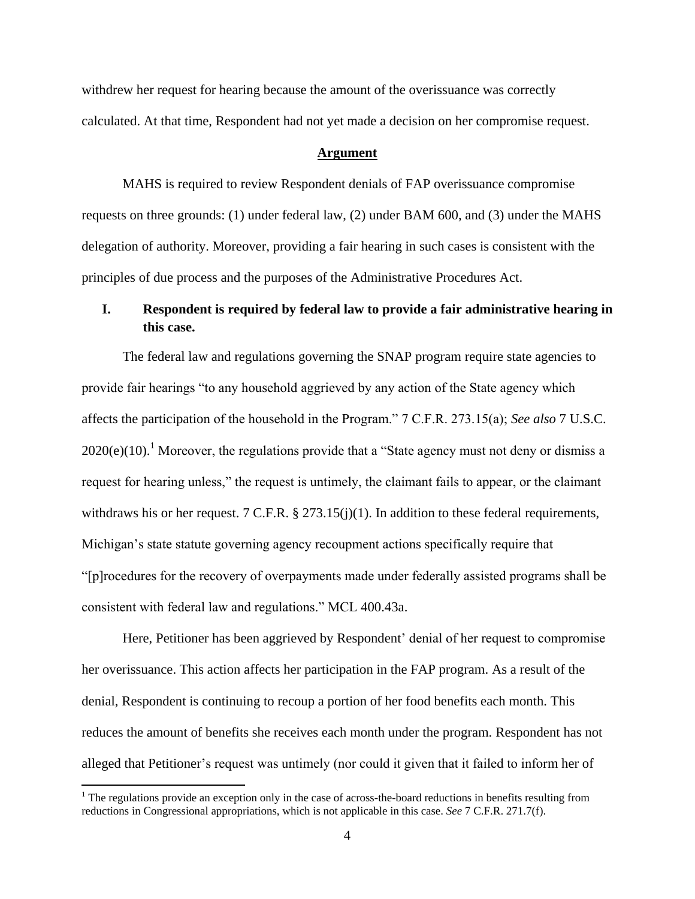withdrew her request for hearing because the amount of the overissuance was correctly calculated. At that time, Respondent had not yet made a decision on her compromise request.

## **Argument**

MAHS is required to review Respondent denials of FAP overissuance compromise requests on three grounds: (1) under federal law, (2) under BAM 600, and (3) under the MAHS delegation of authority. Moreover, providing a fair hearing in such cases is consistent with the principles of due process and the purposes of the Administrative Procedures Act.

### **I. Respondent is required by federal law to provide a fair administrative hearing in this case.**

The federal law and regulations governing the SNAP program require state agencies to provide fair hearings "to any household aggrieved by any action of the State agency which affects the participation of the household in the Program." 7 C.F.R. 273.15(a); *See also* 7 U.S.C. 2020(e)(10).[1] Moreover, the regulations provide that a "State agency must not deny or dismiss a request for hearing unless," the request is untimely, the claimant fails to appear, or the claimant withdraws his or her request. 7 C.F.R. § 273.15(j)(1). In addition to these federal requirements, Michigan's state statute governing agency recoupment actions specifically require that "[p]rocedures for the recovery of overpayments made under federally assisted programs shall be consistent with federal law and regulations." MCL 400.43a.

Here, Petitioner has been aggrieved by Respondent' denial of her request to compromise her overissuance. This action affects her participation in the FAP program. As a result of the denial, Respondent is continuing to recoup a portion of her food benefits each month. This reduces the amount of benefits she receives each month under the program. Respondent has not alleged that Petitioner's request was untimely (nor could it given that it failed to inform her of

---

[1] The regulations provide an exception only in the case of across-the-board reductions in benefits resulting from reductions in Congressional appropriations, which is not applicable in this case. *See* 7 C.F.R. 271.7(f).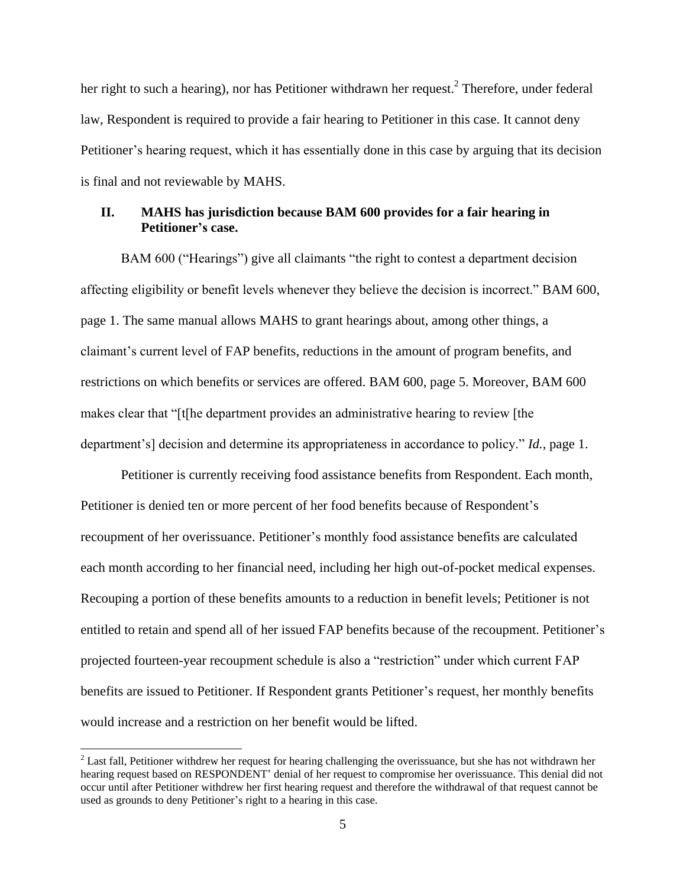her right to such a hearing), nor has Petitioner withdrawn her request.[2] Therefore, under federal law, Respondent is required to provide a fair hearing to Petitioner in this case. It cannot deny Petitioner's hearing request, which it has essentially done in this case by arguing that its decision is final and not reviewable by MAHS.

## II. MAHS has jurisdiction because BAM 600 provides for a fair hearing in Petitioner's case.

BAM 600 ("Hearings") give all claimants "the right to contest a department decision affecting eligibility or benefit levels whenever they believe the decision is incorrect." BAM 600, page 1. The same manual allows MAHS to grant hearings about, among other things, a claimant's current level of FAP benefits, reductions in the amount of program benefits, and restrictions on which benefits or services are offered. BAM 600, page 5. Moreover, BAM 600 makes clear that "[t[he department provides an administrative hearing to review [the department's] decision and determine its appropriateness in accordance to policy." *Id.*, page 1.

Petitioner is currently receiving food assistance benefits from Respondent. Each month, Petitioner is denied ten or more percent of her food benefits because of Respondent's recoupment of her overissuance. Petitioner's monthly food assistance benefits are calculated each month according to her financial need, including her high out-of-pocket medical expenses. Recouping a portion of these benefits amounts to a reduction in benefit levels; Petitioner is not entitled to retain and spend all of her issued FAP benefits because of the recoupment. Petitioner's projected fourteen-year recoupment schedule is also a "restriction" under which current FAP benefits are issued to Petitioner. If Respondent grants Petitioner's request, her monthly benefits would increase and a restriction on her benefit would be lifted.

[2] Last fall, Petitioner withdrew her request for hearing challenging the overissuance, but she has not withdrawn her hearing request based on RESPONDENT' denial of her request to compromise her overissuance. This denial did not occur until after Petitioner withdrew her first hearing request and therefore the withdrawal of that request cannot be used as grounds to deny Petitioner's right to a hearing in this case.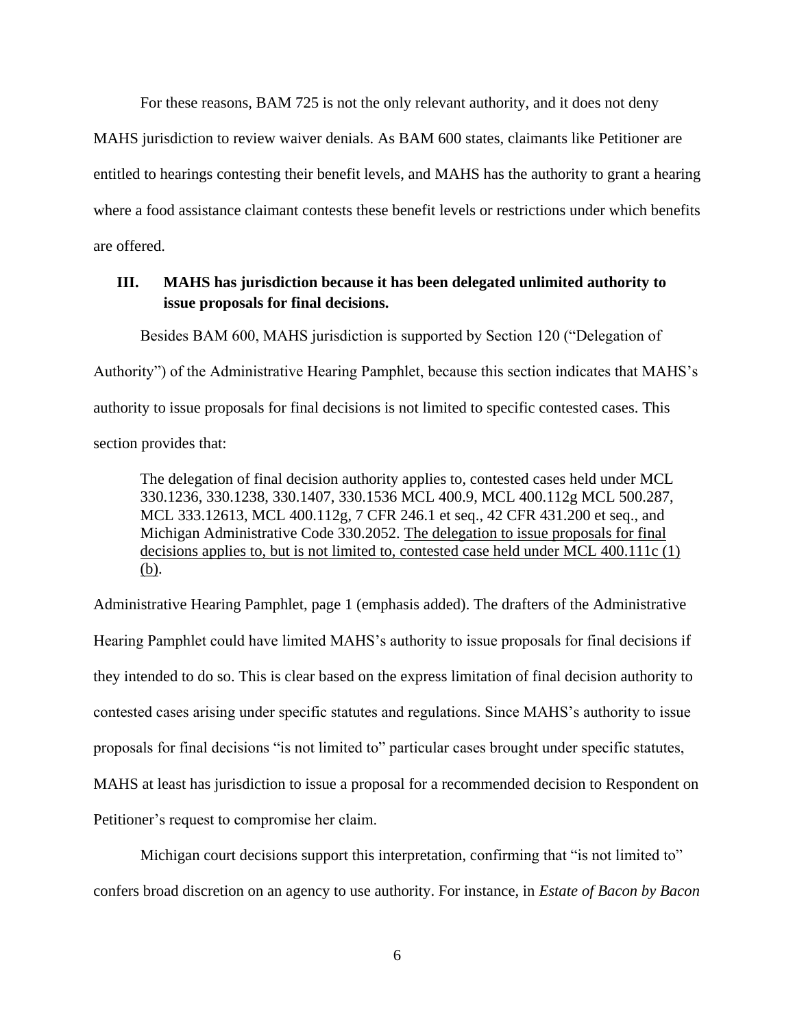For these reasons, BAM 725 is not the only relevant authority, and it does not deny MAHS jurisdiction to review waiver denials. As BAM 600 states, claimants like Petitioner are entitled to hearings contesting their benefit levels, and MAHS has the authority to grant a hearing where a food assistance claimant contests these benefit levels or restrictions under which benefits are offered.

## III. MAHS has jurisdiction because it has been delegated unlimited authority to issue proposals for final decisions.

Besides BAM 600, MAHS jurisdiction is supported by Section 120 ("Delegation of Authority") of the Administrative Hearing Pamphlet, because this section indicates that MAHS's authority to issue proposals for final decisions is not limited to specific contested cases. This section provides that:

> The delegation of final decision authority applies to, contested cases held under MCL 330.1236, 330.1238, 330.1407, 330.1536 MCL 400.9, MCL 400.112g MCL 500.287, MCL 333.12613, MCL 400.112g, 7 CFR 246.1 et seq., 42 CFR 431.200 et seq., and Michigan Administrative Code 330.2052. <u>The delegation to issue proposals for final decisions applies to, but is not limited to, contested case held under MCL 400.111c (1) (b)</u>.

Administrative Hearing Pamphlet, page 1 (emphasis added). The drafters of the Administrative Hearing Pamphlet could have limited MAHS's authority to issue proposals for final decisions if they intended to do so. This is clear based on the express limitation of final decision authority to contested cases arising under specific statutes and regulations. Since MAHS's authority to issue proposals for final decisions "is not limited to" particular cases brought under specific statutes, MAHS at least has jurisdiction to issue a proposal for a recommended decision to Respondent on Petitioner's request to compromise her claim.

Michigan court decisions support this interpretation, confirming that "is not limited to" confers broad discretion on an agency to use authority. For instance, in *Estate of Bacon by Bacon*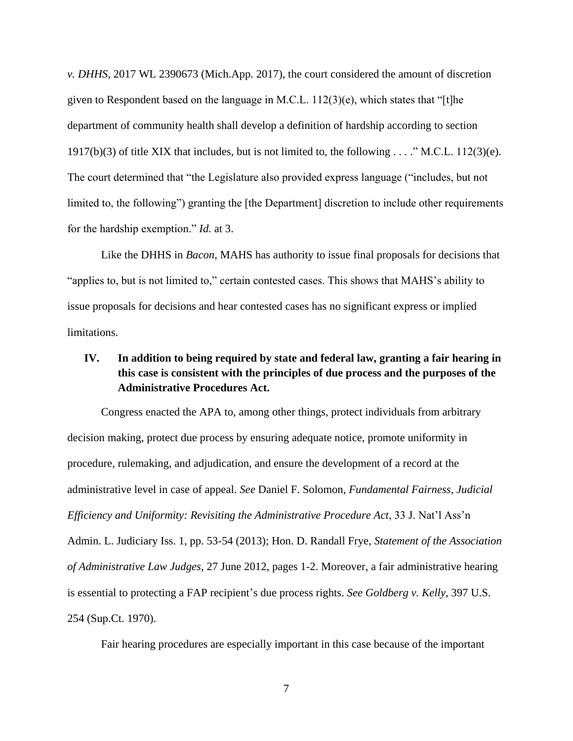*v. DHHS*, 2017 WL 2390673 (Mich.App. 2017), the court considered the amount of discretion given to Respondent based on the language in M.C.L. 112(3)(e), which states that "[t]he department of community health shall develop a definition of hardship according to section 1917(b)(3) of title XIX that includes, but is not limited to, the following . . . ." M.C.L. 112(3)(e). The court determined that "the Legislature also provided express language ("includes, but not limited to, the following") granting the [the Department] discretion to include other requirements for the hardship exemption." *Id.* at 3.

Like the DHHS in *Bacon*, MAHS has authority to issue final proposals for decisions that "applies to, but is not limited to," certain contested cases. This shows that MAHS's ability to issue proposals for decisions and hear contested cases has no significant express or implied limitations.

## IV. In addition to being required by state and federal law, granting a fair hearing in this case is consistent with the principles of due process and the purposes of the Administrative Procedures Act.

Congress enacted the APA to, among other things, protect individuals from arbitrary decision making, protect due process by ensuring adequate notice, promote uniformity in procedure, rulemaking, and adjudication, and ensure the development of a record at the administrative level in case of appeal. *See* Daniel F. Solomon, *Fundamental Fairness, Judicial Efficiency and Uniformity: Revisiting the Administrative Procedure Act*, 33 J. Nat'l Ass'n Admin. L. Judiciary Iss. 1, pp. 53-54 (2013); Hon. D. Randall Frye, *Statement of the Association of Administrative Law Judges*, 27 June 2012, pages 1-2. Moreover, a fair administrative hearing is essential to protecting a FAP recipient's due process rights. *See Goldberg v. Kelly*, 397 U.S. 254 (Sup.Ct. 1970).

Fair hearing procedures are especially important in this case because of the important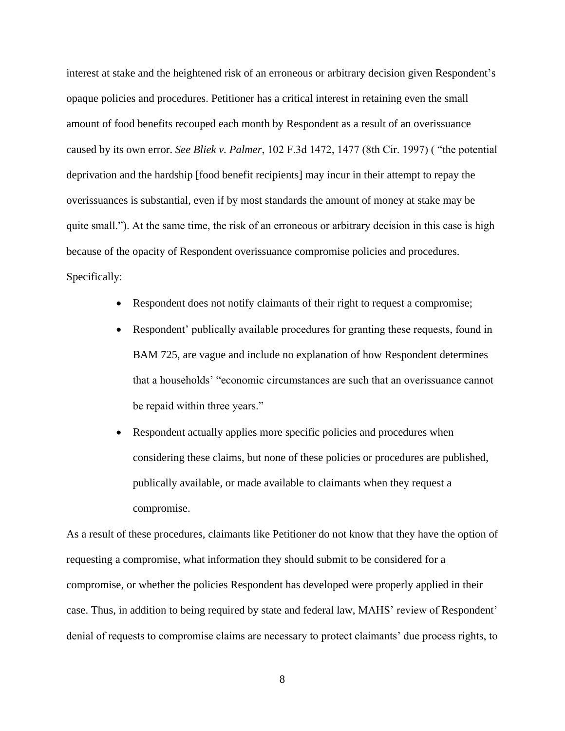interest at stake and the heightened risk of an erroneous or arbitrary decision given Respondent's opaque policies and procedures. Petitioner has a critical interest in retaining even the small amount of food benefits recouped each month by Respondent as a result of an overissuance caused by its own error. *See Bliek v. Palmer*, 102 F.3d 1472, 1477 (8th Cir. 1997) ( "the potential deprivation and the hardship [food benefit recipients] may incur in their attempt to repay the overissuances is substantial, even if by most standards the amount of money at stake may be quite small."). At the same time, the risk of an erroneous or arbitrary decision in this case is high because of the opacity of Respondent overissuance compromise policies and procedures. Specifically:

- Respondent does not notify claimants of their right to request a compromise;
- Respondent' publically available procedures for granting these requests, found in BAM 725, are vague and include no explanation of how Respondent determines that a households' "economic circumstances are such that an overissuance cannot be repaid within three years."
- Respondent actually applies more specific policies and procedures when considering these claims, but none of these policies or procedures are published, publically available, or made available to claimants when they request a compromise.

As a result of these procedures, claimants like Petitioner do not know that they have the option of requesting a compromise, what information they should submit to be considered for a compromise, or whether the policies Respondent has developed were properly applied in their case. Thus, in addition to being required by state and federal law, MAHS' review of Respondent' denial of requests to compromise claims are necessary to protect claimants' due process rights, to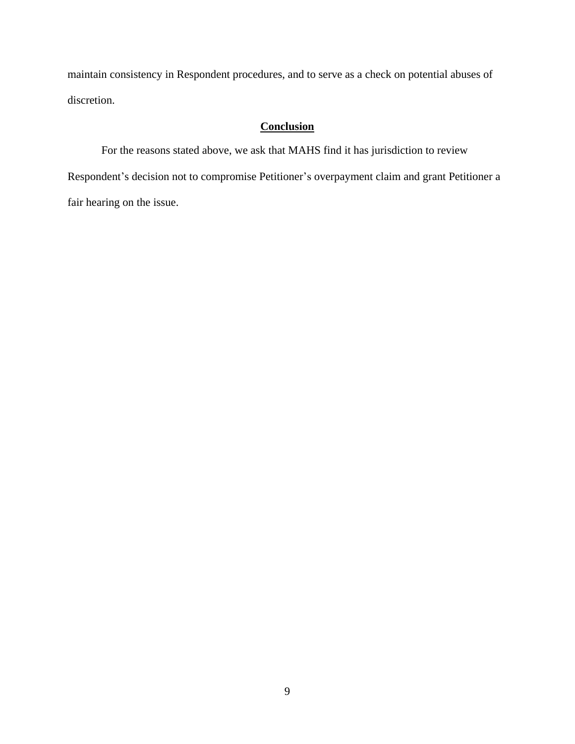maintain consistency in Respondent procedures, and to serve as a check on potential abuses of discretion.

## Conclusion

For the reasons stated above, we ask that MAHS find it has jurisdiction to review Respondent's decision not to compromise Petitioner's overpayment claim and grant Petitioner a fair hearing on the issue.